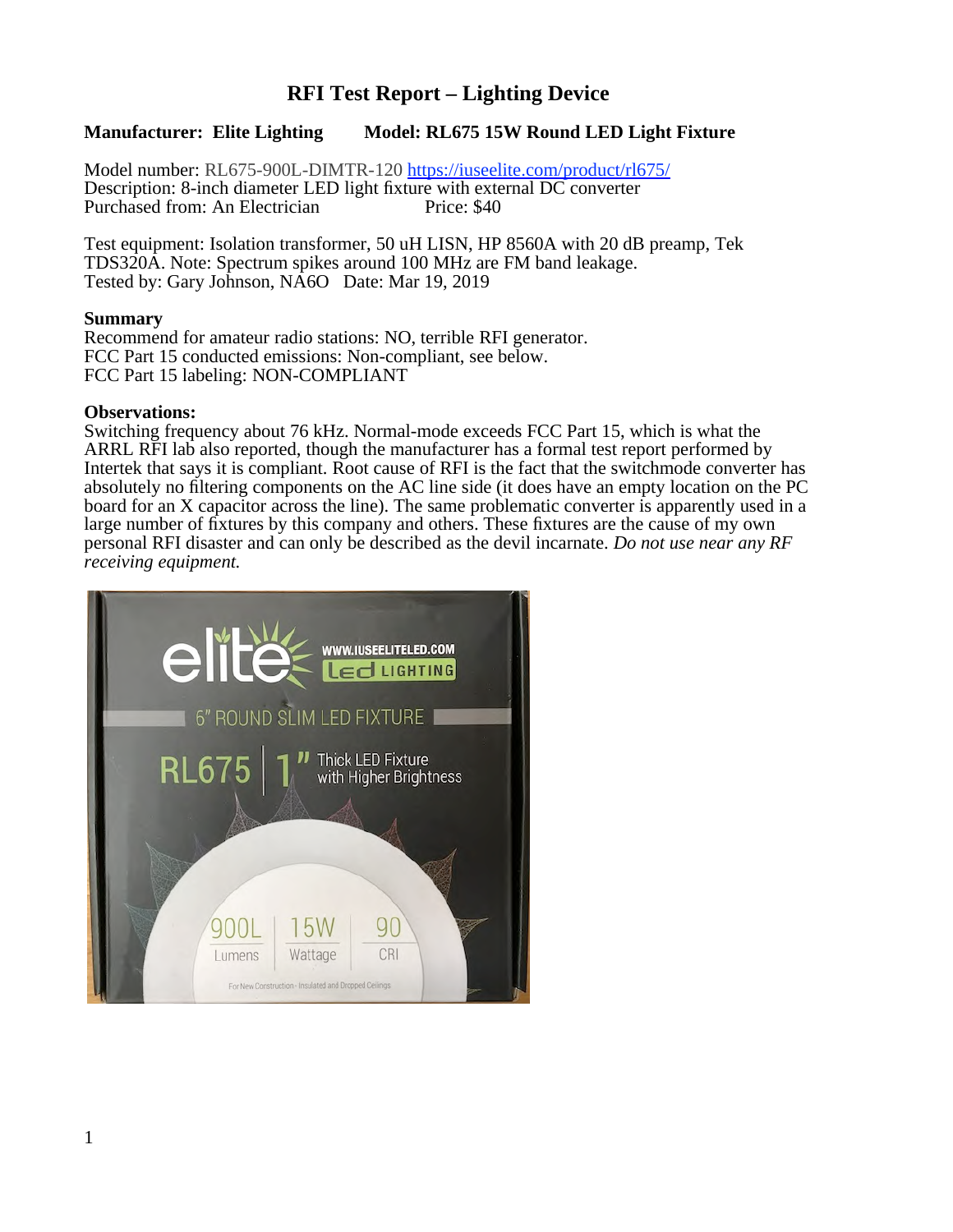# RFI Test Report – Lighting Device

**Manufacturer: Elite Lighting** **Model: RL675 15W Round LED Light Fixture**

Model number: RL675-900L-DIMTR-120 [https://iuseelite.com/product/rl675/](https://iuseelite.com/product/rl675/)
Description: 8-inch diameter LED light fixture with external DC converter
Purchased from: An Electrician Price: $40

Test equipment: Isolation transformer, 50 uH LISN, HP 8560A with 20 dB preamp, Tek TDS320A. Note: Spectrum spikes around 100 MHz are FM band leakage.
Tested by: Gary Johnson, NA6O Date: Mar 19, 2019

**Summary**
Recommend for amateur radio stations: NO, terrible RFI generator.
FCC Part 15 conducted emissions: Non-compliant, see below.
FCC Part 15 labeling: NON-COMPLIANT

**Observations:**
Switching frequency about 76 kHz. Normal-mode exceeds FCC Part 15, which is what the ARRL RFI lab also reported, though the manufacturer has a formal test report performed by Intertek that says it is compliant. Root cause of RFI is the fact that the switchmode converter has absolutely no filtering components on the AC line side (it does have an empty location on the PC board for an X capacitor across the line). The same problematic converter is apparently used in a large number of fixtures by this company and others. These fixtures are the cause of my own personal RFI disaster and can only be described as the devil incarnate. *Do not use near any RF receiving equipment.*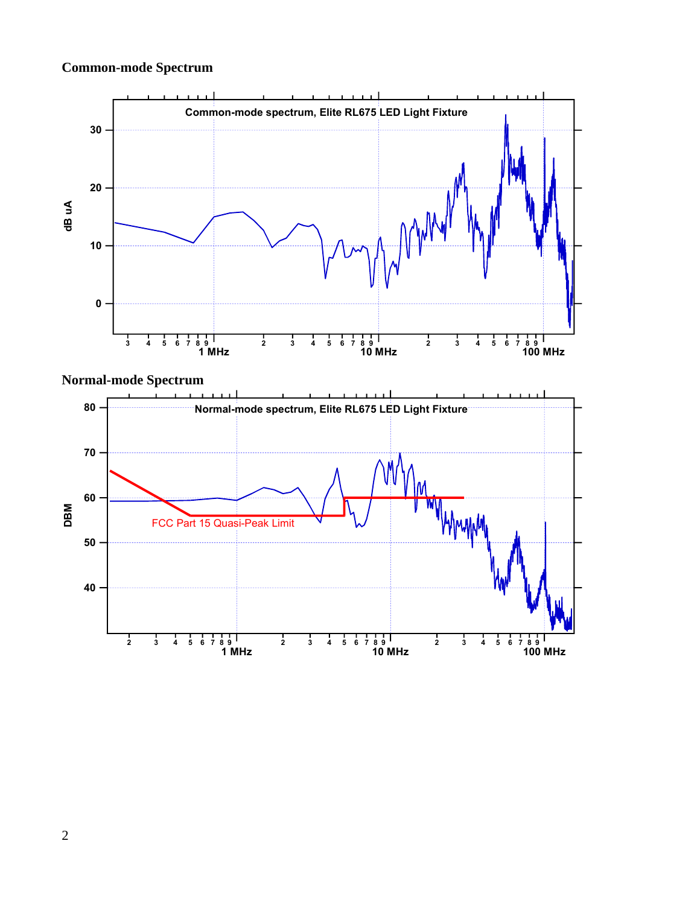## Common-mode Spectrum

## Normal-mode Spectrum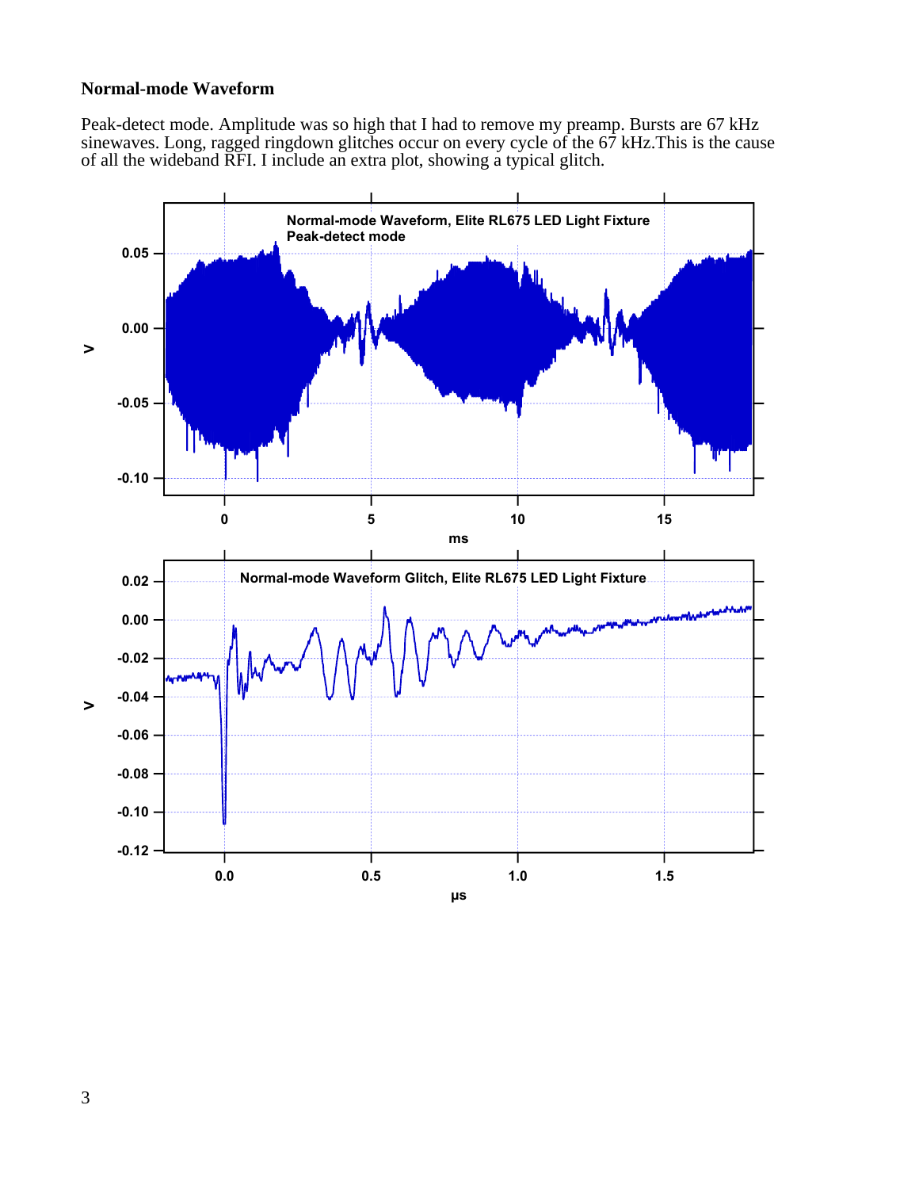**Normal-mode Waveform**

Peak-detect mode. Amplitude was so high that I had to remove my preamp. Bursts are 67 kHz sinewaves. Long, ragged ringdown glitches occur on every cycle of the 67 kHz.This is the cause of all the wideband RFI. I include an extra plot, showing a typical glitch.

Normal-mode Waveform, Elite RL675 LED Light Fixture
Peak-detect mode

V

0.05
0.00
-0.05
-0.10

0
5
10
15

ms

Normal-mode Waveform Glitch, Elite RL675 LED Light Fixture

V

0.02
0.00
-0.02
-0.04
-0.06
-0.08
-0.10
-0.12

0.0
0.5
1.0
1.5

µs